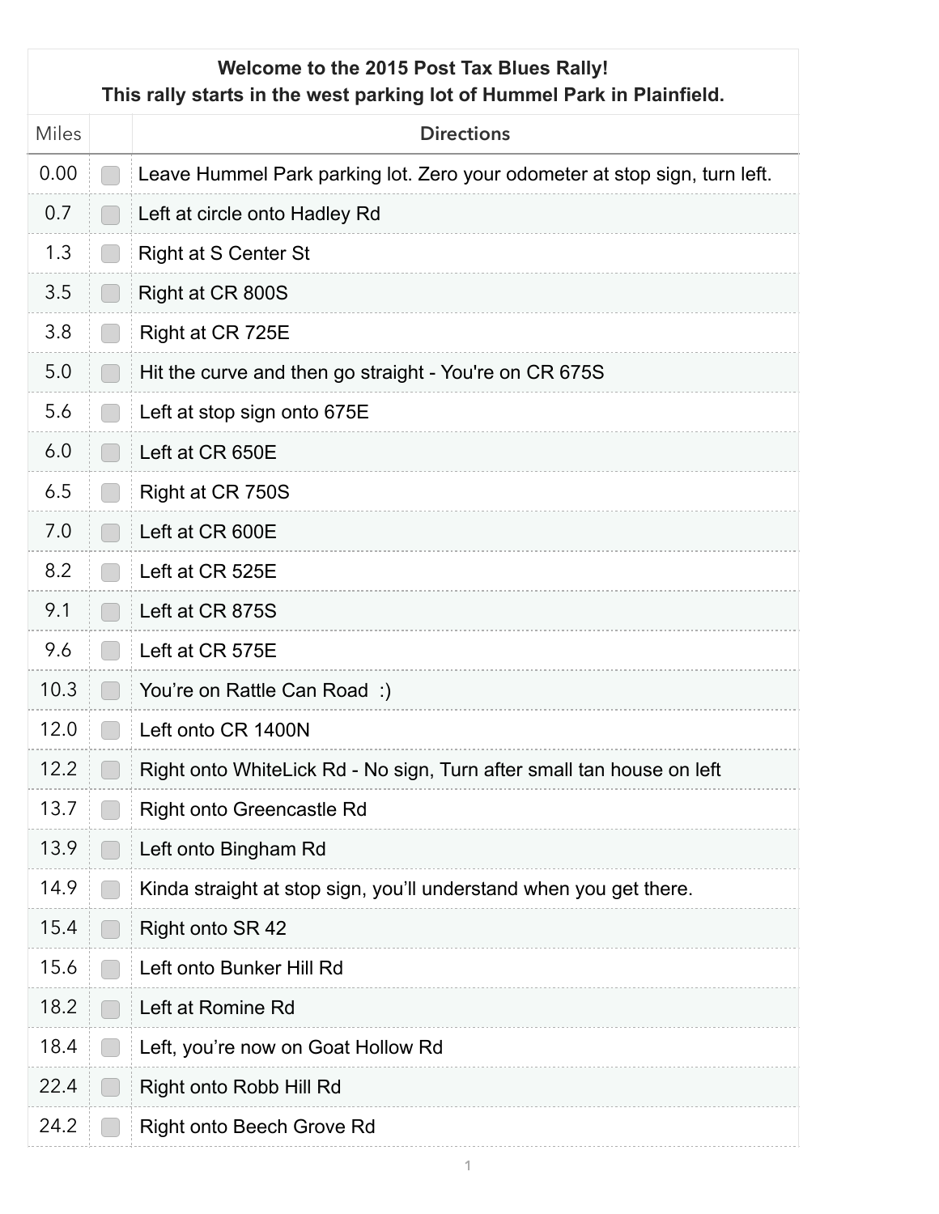**Welcome to the 2015 Post Tax Blues Rally!**
**This rally starts in the west parking lot of Hummel Park in Plainfield.**

| Miles | | Directions |
|---|---|---|
| 0.00 | ☐ | Leave Hummel Park parking lot. Zero your odometer at stop sign, turn left. |
| 0.7 | ☐ | Left at circle onto Hadley Rd |
| 1.3 | ☐ | Right at S Center St |
| 3.5 | ☐ | Right at CR 800S |
| 3.8 | ☐ | Right at CR 725E |
| 5.0 | ☐ | Hit the curve and then go straight - You're on CR 675S |
| 5.6 | ☐ | Left at stop sign onto 675E |
| 6.0 | ☐ | Left at CR 650E |
| 6.5 | ☐ | Right at CR 750S |
| 7.0 | ☐ | Left at CR 600E |
| 8.2 | ☐ | Left at CR 525E |
| 9.1 | ☐ | Left at CR 875S |
| 9.6 | ☐ | Left at CR 575E |
| 10.3 | ☐ | You're on Rattle Can Road :) |
| 12.0 | ☐ | Left onto CR 1400N |
| 12.2 | ☐ | Right onto WhiteLick Rd - No sign, Turn after small tan house on left |
| 13.7 | ☐ | Right onto Greencastle Rd |
| 13.9 | ☐ | Left onto Bingham Rd |
| 14.9 | ☐ | Kinda straight at stop sign, you'll understand when you get there. |
| 15.4 | ☐ | Right onto SR 42 |
| 15.6 | ☐ | Left onto Bunker Hill Rd |
| 18.2 | ☐ | Left at Romine Rd |
| 18.4 | ☐ | Left, you're now on Goat Hollow Rd |
| 22.4 | ☐ | Right onto Robb Hill Rd |
| 24.2 | ☐ | Right onto Beech Grove Rd |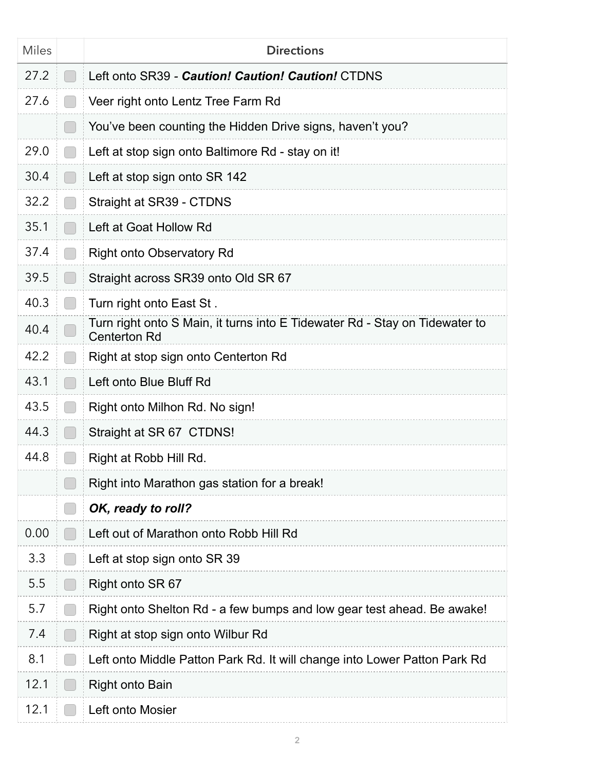| Miles | | Directions |
|---|---|---|
| 27.2 | | Left onto SR39 - ***Caution! Caution! Caution!*** CTDNS |
| 27.6 | | Veer right onto Lentz Tree Farm Rd |
| | | You've been counting the Hidden Drive signs, haven't you? |
| 29.0 | | Left at stop sign onto Baltimore Rd - stay on it! |
| 30.4 | | Left at stop sign onto SR 142 |
| 32.2 | | Straight at SR39 - CTDNS |
| 35.1 | | Left at Goat Hollow Rd |
| 37.4 | | Right onto Observatory Rd |
| 39.5 | | Straight across SR39 onto Old SR 67 |
| 40.3 | | Turn right onto East St . |
| 40.4 | | Turn right onto S Main, it turns into E Tidewater Rd - Stay on Tidewater to Centerton Rd |
| 42.2 | | Right at stop sign onto Centerton Rd |
| 43.1 | | Left onto Blue Bluff Rd |
| 43.5 | | Right onto Milhon Rd. No sign! |
| 44.3 | | Straight at SR 67 CTDNS! |
| 44.8 | | Right at Robb Hill Rd. |
| | | Right into Marathon gas station for a break! |
| | | ***OK, ready to roll?*** |
| 0.00 | | Left out of Marathon onto Robb Hill Rd |
| 3.3 | | Left at stop sign onto SR 39 |
| 5.5 | | Right onto SR 67 |
| 5.7 | | Right onto Shelton Rd - a few bumps and low gear test ahead. Be awake! |
| 7.4 | | Right at stop sign onto Wilbur Rd |
| 8.1 | | Left onto Middle Patton Park Rd. It will change into Lower Patton Park Rd |
| 12.1 | | Right onto Bain |
| 12.1 | | Left onto Mosier |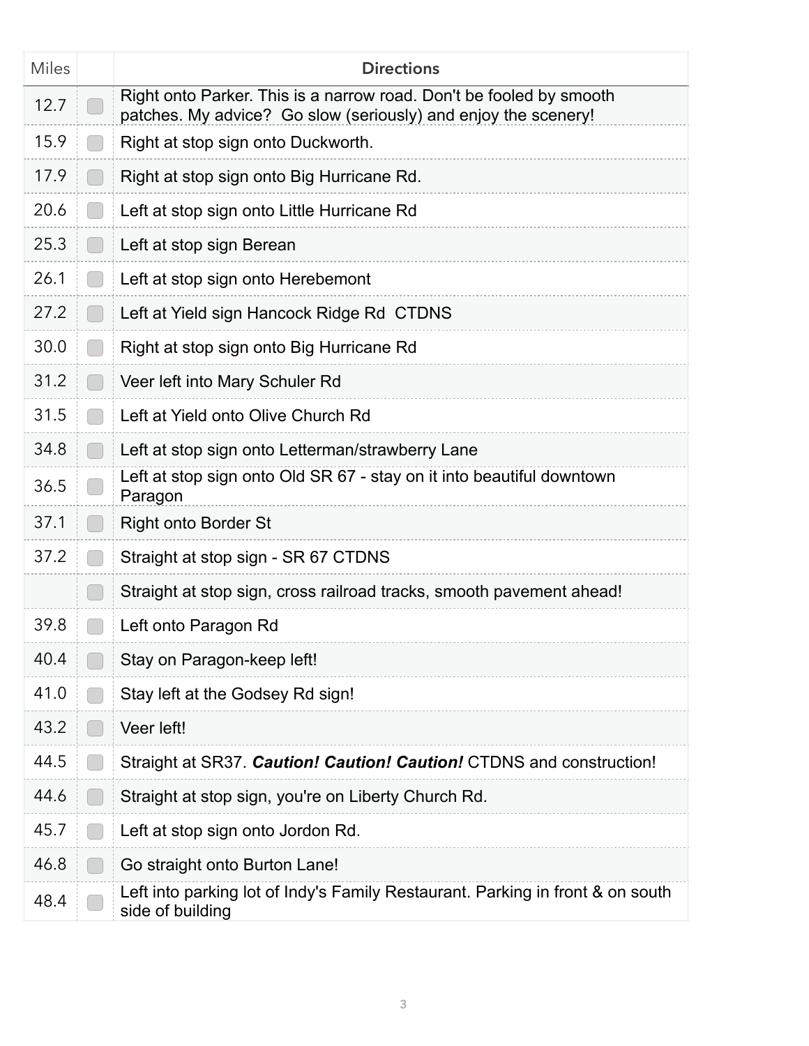| Miles | | Directions |
|---|---|---|
| 12.7 | ☐ | Right onto Parker. This is a narrow road. Don't be fooled by smooth patches. My advice?  Go slow (seriously) and enjoy the scenery! |
| 15.9 | ☐ | Right at stop sign onto Duckworth. |
| 17.9 | ☐ | Right at stop sign onto Big Hurricane Rd. |
| 20.6 | ☐ | Left at stop sign onto Little Hurricane Rd |
| 25.3 | ☐ | Left at stop sign Berean |
| 26.1 | ☐ | Left at stop sign onto Herebemont |
| 27.2 | ☐ | Left at Yield sign Hancock Ridge Rd  CTDNS |
| 30.0 | ☐ | Right at stop sign onto Big Hurricane Rd |
| 31.2 | ☐ | Veer left into Mary Schuler Rd |
| 31.5 | ☐ | Left at Yield onto Olive Church Rd |
| 34.8 | ☐ | Left at stop sign onto Letterman/strawberry Lane |
| 36.5 | ☐ | Left at stop sign onto Old SR 67 - stay on it into beautiful downtown Paragon |
| 37.1 | ☐ | Right onto Border St |
| 37.2 | ☐ | Straight at stop sign - SR 67 CTDNS |
| | ☐ | Straight at stop sign, cross railroad tracks, smooth pavement ahead! |
| 39.8 | ☐ | Left onto Paragon Rd |
| 40.4 | ☐ | Stay on Paragon-keep left! |
| 41.0 | ☐ | Stay left at the Godsey Rd sign! |
| 43.2 | ☐ | Veer left! |
| 44.5 | ☐ | Straight at SR37. ***Caution! Caution! Caution!*** CTDNS and construction! |
| 44.6 | ☐ | Straight at stop sign, you're on Liberty Church Rd. |
| 45.7 | ☐ | Left at stop sign onto Jordon Rd. |
| 46.8 | ☐ | Go straight onto Burton Lane! |
| 48.4 | ☐ | Left into parking lot of Indy's Family Restaurant. Parking in front & on south side of building |